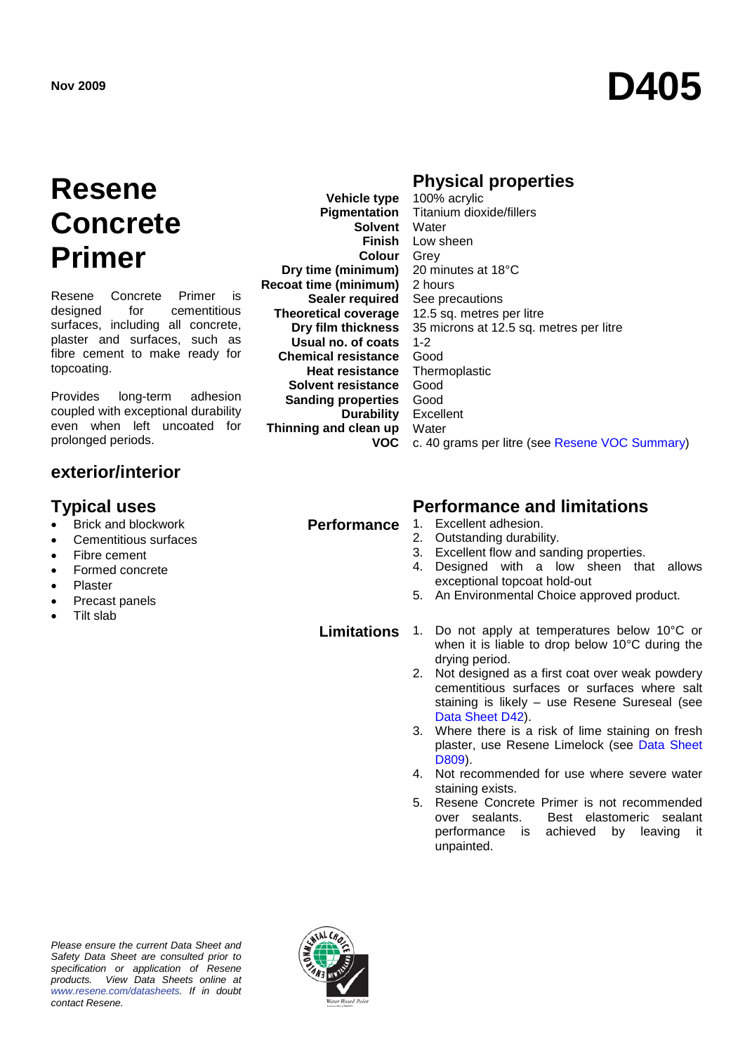Nov 2009

# D405

# Resene Concrete Primer

Resene Concrete Primer is designed for cementitious surfaces, including all concrete, plaster and surfaces, such as fibre cement to make ready for topcoating.

Provides long-term adhesion coupled with exceptional durability even when left uncoated for prolonged periods.

## exterior/interior

## Typical uses

- Brick and blockwork
- Cementitious surfaces
- Fibre cement
- Formed concrete
- Plaster
- Precast panels
- Tilt slab

## Physical properties

| | |
|---|---|
| **Vehicle type** | 100% acrylic |
| **Pigmentation** | Titanium dioxide/fillers |
| **Solvent** | Water |
| **Finish** | Low sheen |
| **Colour** | Grey |
| **Dry time (minimum)** | 20 minutes at 18°C |
| **Recoat time (minimum)** | 2 hours |
| **Sealer required** | See precautions |
| **Theoretical coverage** | 12.5 sq. metres per litre |
| **Dry film thickness** | 35 microns at 12.5 sq. metres per litre |
| **Usual no. of coats** | 1-2 |
| **Chemical resistance** | Good |
| **Heat resistance** | Thermoplastic |
| **Solvent resistance** | Good |
| **Sanding properties** | Good |
| **Durability** | Excellent |
| **Thinning and clean up** | Water |
| **VOC** | c. 40 grams per litre (see Resene VOC Summary) |

## Performance and limitations

**Performance**

1. Excellent adhesion.
2. Outstanding durability.
3. Excellent flow and sanding properties.
4. Designed with a low sheen that allows exceptional topcoat hold-out
5. An Environmental Choice approved product.

**Limitations**

1. Do not apply at temperatures below 10°C or when it is liable to drop below 10°C during the drying period.
2. Not designed as a first coat over weak powdery cementitious surfaces or surfaces where salt staining is likely – use Resene Sureseal (see Data Sheet D42).
3. Where there is a risk of lime staining on fresh plaster, use Resene Limelock (see Data Sheet D809).
4. Not recommended for use where severe water staining exists.
5. Resene Concrete Primer is not recommended over sealants. Best elastomeric sealant performance is achieved by leaving it unpainted.

*Please ensure the current Data Sheet and Safety Data Sheet are consulted prior to specification or application of Resene products. View Data Sheets online at www.resene.com/datasheets. If in doubt contact Resene.*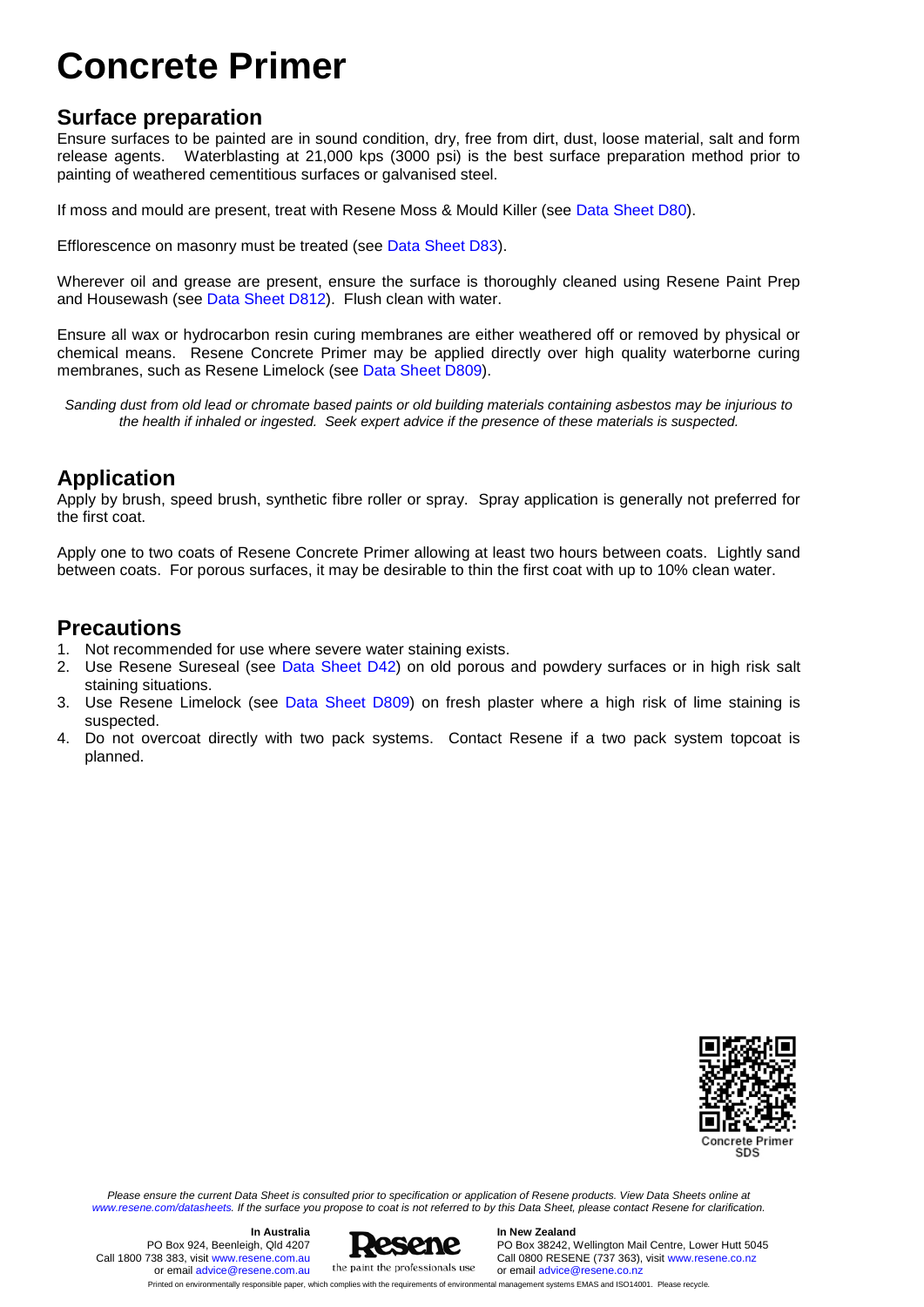# Concrete Primer

## Surface preparation

Ensure surfaces to be painted are in sound condition, dry, free from dirt, dust, loose material, salt and form release agents. Waterblasting at 21,000 kps (3000 psi) is the best surface preparation method prior to painting of weathered cementitious surfaces or galvanised steel.

If moss and mould are present, treat with Resene Moss & Mould Killer (see Data Sheet D80).

Efflorescence on masonry must be treated (see Data Sheet D83).

Wherever oil and grease are present, ensure the surface is thoroughly cleaned using Resene Paint Prep and Housewash (see Data Sheet D812). Flush clean with water.

Ensure all wax or hydrocarbon resin curing membranes are either weathered off or removed by physical or chemical means. Resene Concrete Primer may be applied directly over high quality waterborne curing membranes, such as Resene Limelock (see Data Sheet D809).

*Sanding dust from old lead or chromate based paints or old building materials containing asbestos may be injurious to the health if inhaled or ingested. Seek expert advice if the presence of these materials is suspected.*

## Application

Apply by brush, speed brush, synthetic fibre roller or spray. Spray application is generally not preferred for the first coat.

Apply one to two coats of Resene Concrete Primer allowing at least two hours between coats. Lightly sand between coats. For porous surfaces, it may be desirable to thin the first coat with up to 10% clean water.

## Precautions

1. Not recommended for use where severe water staining exists.
2. Use Resene Sureseal (see Data Sheet D42) on old porous and powdery surfaces or in high risk salt staining situations.
3. Use Resene Limelock (see Data Sheet D809) on fresh plaster where a high risk of lime staining is suspected.
4. Do not overcoat directly with two pack systems. Contact Resene if a two pack system topcoat is planned.

Concrete Primer SDS

*Please ensure the current Data Sheet is consulted prior to specification or application of Resene products. View Data Sheets online at www.resene.com/datasheets. If the surface you propose to coat is not referred to by this Data Sheet, please contact Resene for clarification.*

**In Australia**
PO Box 924, Beenleigh, Qld 4207
Call 1800 738 383, visit www.resene.com.au
or email advice@resene.com.au

Resene
the paint the professionals use

**In New Zealand**
PO Box 38242, Wellington Mail Centre, Lower Hutt 5045
Call 0800 RESENE (737 363), visit www.resene.co.nz
or email advice@resene.co.nz

Printed on environmentally responsible paper, which complies with the requirements of environmental management systems EMAS and ISO14001. Please recycle.